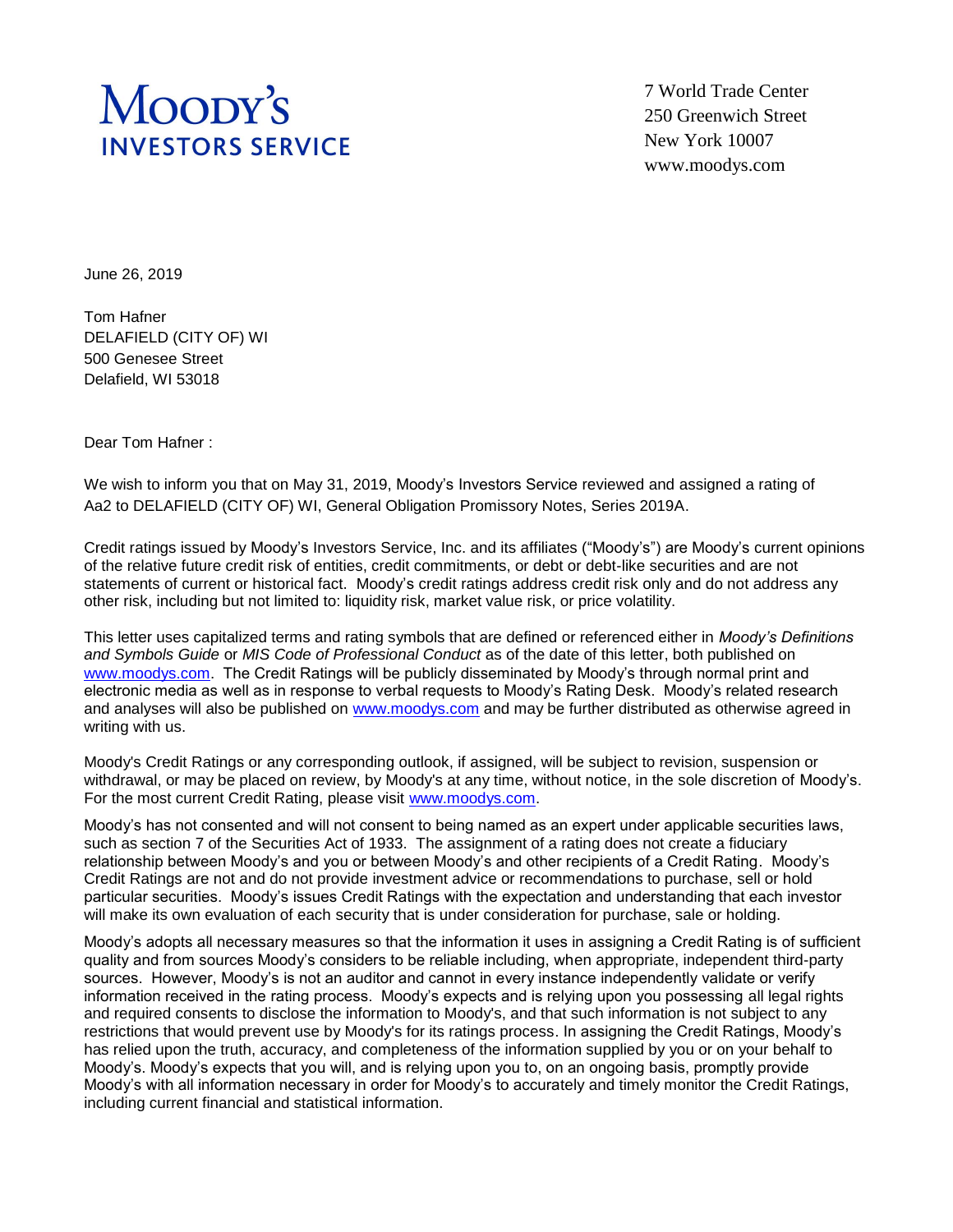**MOODY'S**
**INVESTORS SERVICE**

7 World Trade Center
250 Greenwich Street
New York 10007
www.moodys.com

June 26, 2019

Tom Hafner
DELAFIELD (CITY OF) WI
500 Genesee Street
Delafield, WI 53018

Dear Tom Hafner :

We wish to inform you that on May 31, 2019, Moody's Investors Service reviewed and assigned a rating of Aa2 to DELAFIELD (CITY OF) WI, General Obligation Promissory Notes, Series 2019A.

Credit ratings issued by Moody's Investors Service, Inc. and its affiliates ("Moody's") are Moody's current opinions of the relative future credit risk of entities, credit commitments, or debt or debt-like securities and are not statements of current or historical fact. Moody's credit ratings address credit risk only and do not address any other risk, including but not limited to: liquidity risk, market value risk, or price volatility.

This letter uses capitalized terms and rating symbols that are defined or referenced either in *Moody's Definitions and Symbols Guide* or *MIS Code of Professional Conduct* as of the date of this letter, both published on www.moodys.com. The Credit Ratings will be publicly disseminated by Moody's through normal print and electronic media as well as in response to verbal requests to Moody's Rating Desk. Moody's related research and analyses will also be published on www.moodys.com and may be further distributed as otherwise agreed in writing with us.

Moody's Credit Ratings or any corresponding outlook, if assigned, will be subject to revision, suspension or withdrawal, or may be placed on review, by Moody's at any time, without notice, in the sole discretion of Moody's. For the most current Credit Rating, please visit www.moodys.com.

Moody's has not consented and will not consent to being named as an expert under applicable securities laws, such as section 7 of the Securities Act of 1933. The assignment of a rating does not create a fiduciary relationship between Moody's and you or between Moody's and other recipients of a Credit Rating. Moody's Credit Ratings are not and do not provide investment advice or recommendations to purchase, sell or hold particular securities. Moody's issues Credit Ratings with the expectation and understanding that each investor will make its own evaluation of each security that is under consideration for purchase, sale or holding.

Moody's adopts all necessary measures so that the information it uses in assigning a Credit Rating is of sufficient quality and from sources Moody's considers to be reliable including, when appropriate, independent third-party sources. However, Moody's is not an auditor and cannot in every instance independently validate or verify information received in the rating process. Moody's expects and is relying upon you possessing all legal rights and required consents to disclose the information to Moody's, and that such information is not subject to any restrictions that would prevent use by Moody's for its ratings process. In assigning the Credit Ratings, Moody's has relied upon the truth, accuracy, and completeness of the information supplied by you or on your behalf to Moody's. Moody's expects that you will, and is relying upon you to, on an ongoing basis, promptly provide Moody's with all information necessary in order for Moody's to accurately and timely monitor the Credit Ratings, including current financial and statistical information.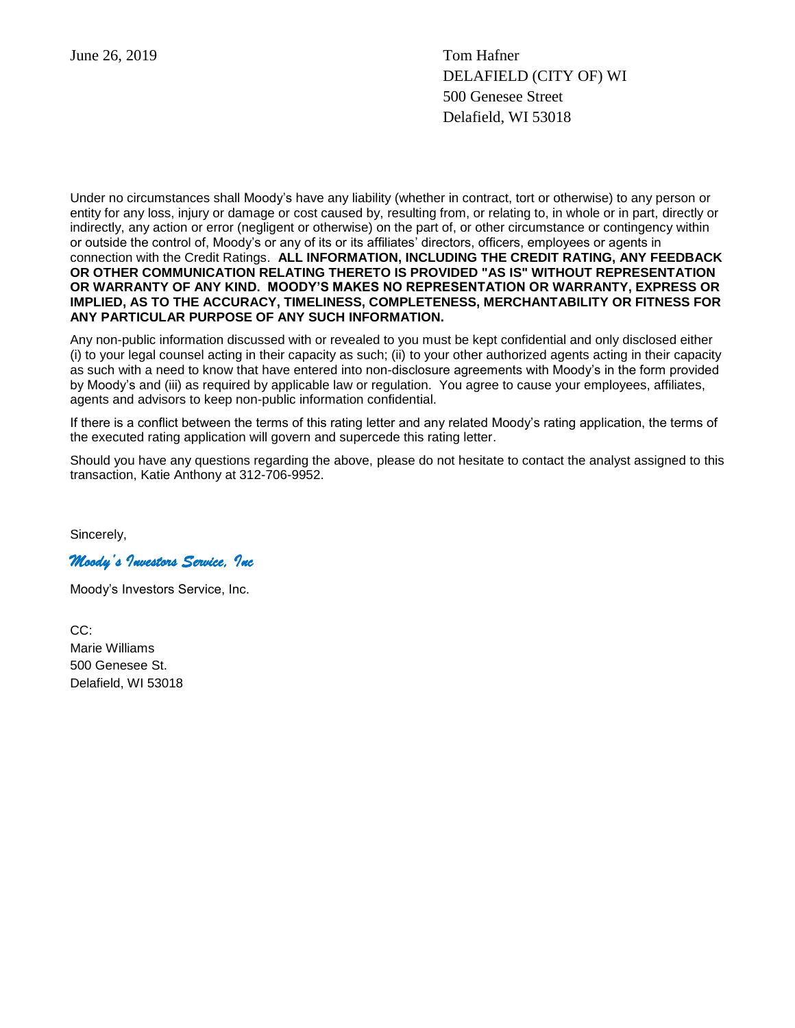June 26, 2019

Tom Hafner
DELAFIELD (CITY OF) WI
500 Genesee Street
Delafield, WI 53018

Under no circumstances shall Moody's have any liability (whether in contract, tort or otherwise) to any person or entity for any loss, injury or damage or cost caused by, resulting from, or relating to, in whole or in part, directly or indirectly, any action or error (negligent or otherwise) on the part of, or other circumstance or contingency within or outside the control of, Moody's or any of its or its affiliates' directors, officers, employees or agents in connection with the Credit Ratings. **ALL INFORMATION, INCLUDING THE CREDIT RATING, ANY FEEDBACK OR OTHER COMMUNICATION RELATING THERETO IS PROVIDED "AS IS" WITHOUT REPRESENTATION OR WARRANTY OF ANY KIND. MOODY'S MAKES NO REPRESENTATION OR WARRANTY, EXPRESS OR IMPLIED, AS TO THE ACCURACY, TIMELINESS, COMPLETENESS, MERCHANTABILITY OR FITNESS FOR ANY PARTICULAR PURPOSE OF ANY SUCH INFORMATION.**

Any non-public information discussed with or revealed to you must be kept confidential and only disclosed either (i) to your legal counsel acting in their capacity as such; (ii) to your other authorized agents acting in their capacity as such with a need to know that have entered into non-disclosure agreements with Moody's in the form provided by Moody's and (iii) as required by applicable law or regulation. You agree to cause your employees, affiliates, agents and advisors to keep non-public information confidential.

If there is a conflict between the terms of this rating letter and any related Moody's rating application, the terms of the executed rating application will govern and supercede this rating letter.

Should you have any questions regarding the above, please do not hesitate to contact the analyst assigned to this transaction, Katie Anthony at 312-706-9952.

Sincerely,

*Moody's Investors Service, Inc*

Moody's Investors Service, Inc.

CC:
Marie Williams
500 Genesee St.
Delafield, WI 53018